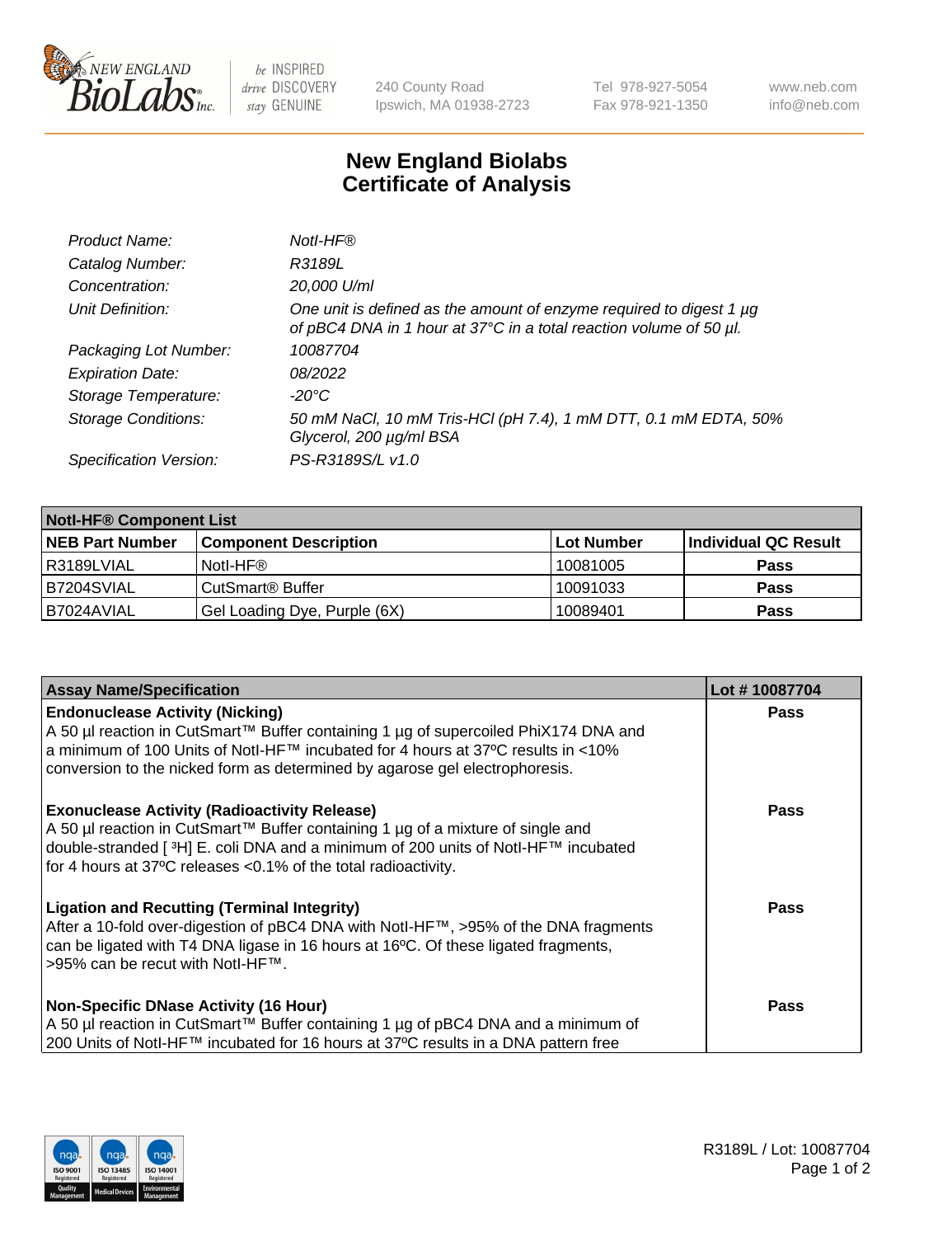# New England Biolabs Certificate of Analysis

| | |
|---|---|
| *Product Name:* | *NotI-HF®* |
| *Catalog Number:* | *R3189L* |
| *Concentration:* | *20,000 U/ml* |
| *Unit Definition:* | *One unit is defined as the amount of enzyme required to digest 1 µg of pBC4 DNA in 1 hour at 37°C in a total reaction volume of 50 µl.* |
| *Packaging Lot Number:* | *10087704* |
| *Expiration Date:* | *08/2022* |
| *Storage Temperature:* | *-20°C* |
| *Storage Conditions:* | *50 mM NaCl, 10 mM Tris-HCl (pH 7.4), 1 mM DTT, 0.1 mM EDTA, 50% Glycerol, 200 µg/ml BSA* |
| *Specification Version:* | *PS-R3189S/L v1.0* |

| **NotI-HF® Component List** | | | |
|---|---|---|---|
| **NEB Part Number** | **Component Description** | **Lot Number** | **Individual QC Result** |
| R3189LVIAL | NotI-HF® | 10081005 | **Pass** |
| B7204SVIAL | CutSmart® Buffer | 10091033 | **Pass** |
| B7024AVIAL | Gel Loading Dye, Purple (6X) | 10089401 | **Pass** |

| **Assay Name/Specification** | **Lot # 10087704** |
|---|---|
| **Endonuclease Activity (Nicking)**<br>A 50 µl reaction in CutSmart™ Buffer containing 1 µg of supercoiled PhiX174 DNA and a minimum of 100 Units of NotI-HF™ incubated for 4 hours at 37ºC results in <10% conversion to the nicked form as determined by agarose gel electrophoresis. | **Pass** |
| **Exonuclease Activity (Radioactivity Release)**<br>A 50 µl reaction in CutSmart™ Buffer containing 1 µg of a mixture of single and double-stranded [ $^3$H] E. coli DNA and a minimum of 200 units of NotI-HF™ incubated for 4 hours at 37ºC releases <0.1% of the total radioactivity. | **Pass** |
| **Ligation and Recutting (Terminal Integrity)**<br>After a 10-fold over-digestion of pBC4 DNA with NotI-HF™, >95% of the DNA fragments can be ligated with T4 DNA ligase in 16 hours at 16ºC. Of these ligated fragments, >95% can be recut with NotI-HF™. | **Pass** |
| **Non-Specific DNase Activity (16 Hour)**<br>A 50 µl reaction in CutSmart™ Buffer containing 1 µg of pBC4 DNA and a minimum of 200 Units of NotI-HF™ incubated for 16 hours at 37ºC results in a DNA pattern free | **Pass** |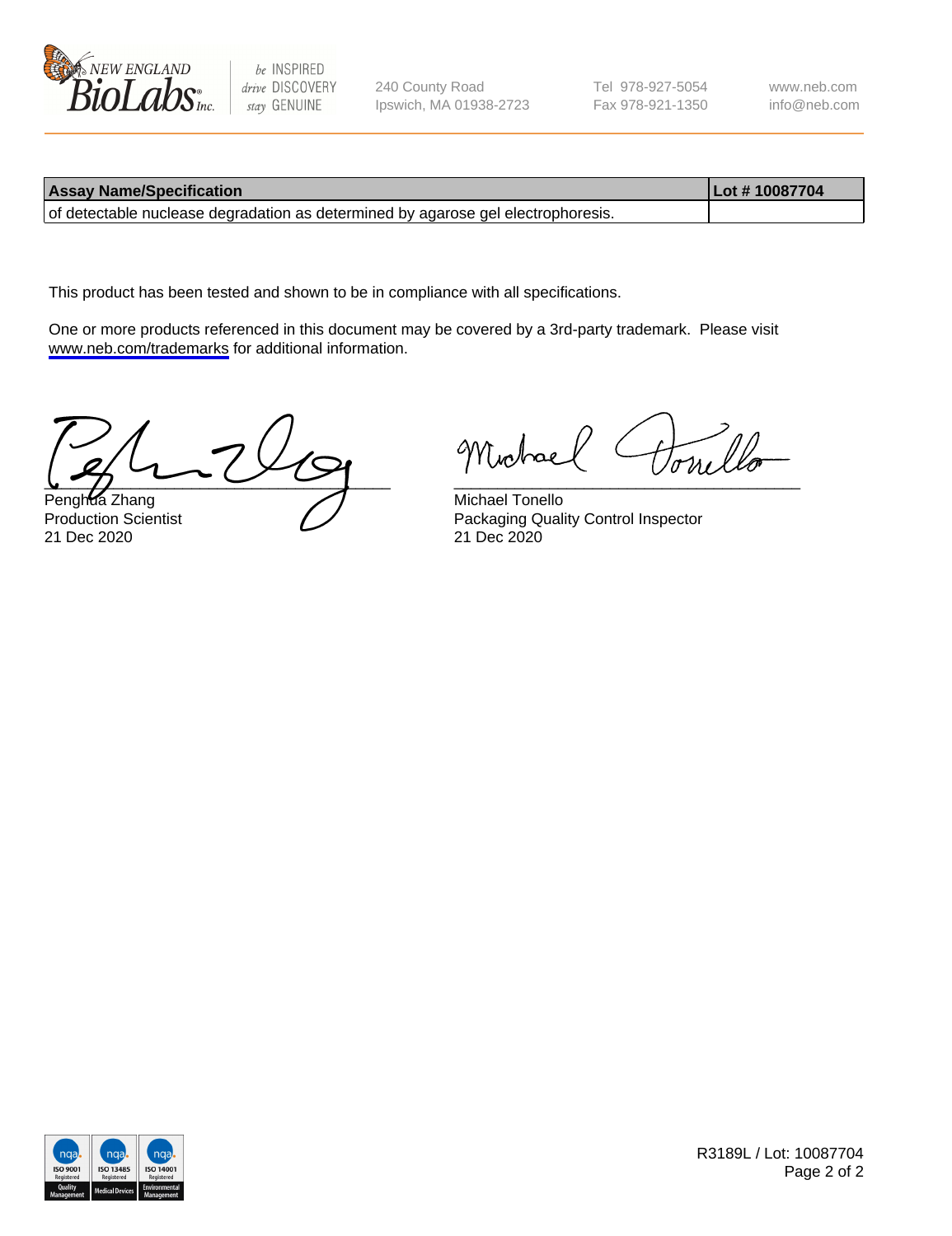| Assay Name/Specification | Lot # 10087704 |
| --- | --- |
| of detectable nuclease degradation as determined by agarose gel electrophoresis. | |

This product has been tested and shown to be in compliance with all specifications.

One or more products referenced in this document may be covered by a 3rd-party trademark. Please visit www.neb.com/trademarks for additional information.

Penghua Zhang
Production Scientist
21 Dec 2020

Michael Tonello
Packaging Quality Control Inspector
21 Dec 2020

R3189L / Lot: 10087704